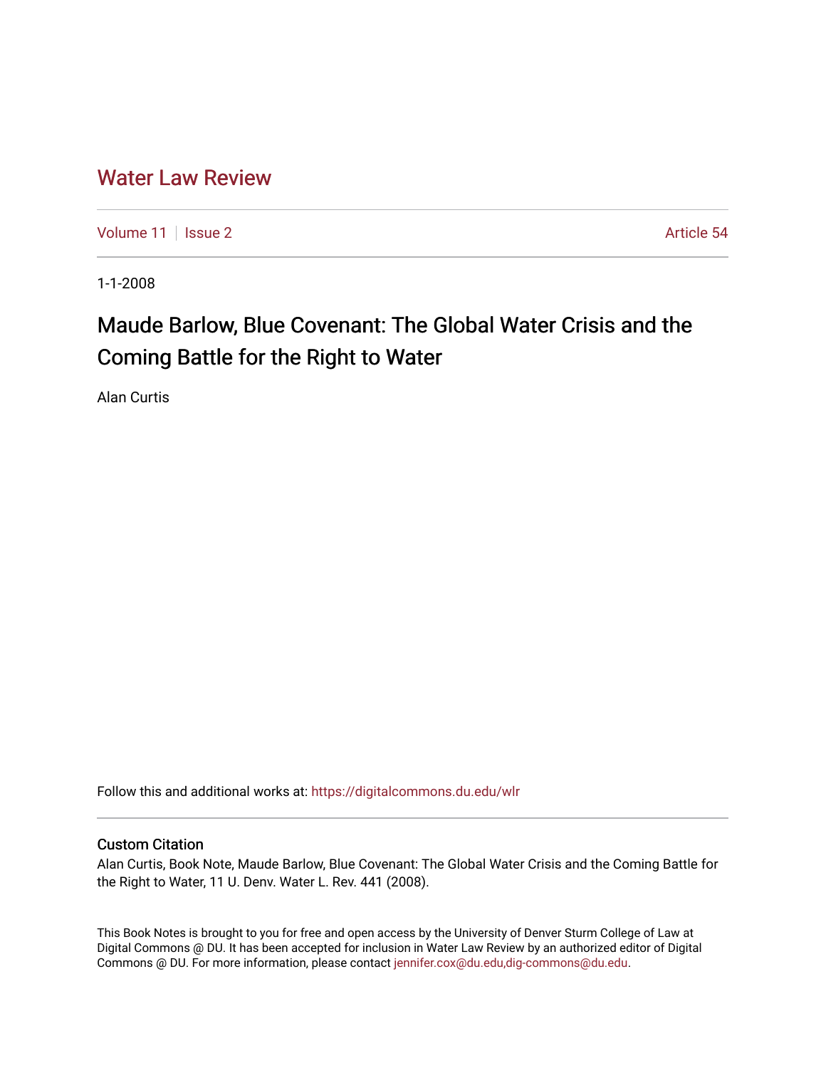# Water Law Review

Volume 11 | Issue 2 Article 54

1-1-2008

## Maude Barlow, Blue Covenant: The Global Water Crisis and the Coming Battle for the Right to Water

Alan Curtis

Follow this and additional works at: https://digitalcommons.du.edu/wlr

### Custom Citation

Alan Curtis, Book Note, Maude Barlow, Blue Covenant: The Global Water Crisis and the Coming Battle for the Right to Water, 11 U. Denv. Water L. Rev. 441 (2008).

This Book Notes is brought to you for free and open access by the University of Denver Sturm College of Law at Digital Commons @ DU. It has been accepted for inclusion in Water Law Review by an authorized editor of Digital Commons @ DU. For more information, please contact jennifer.cox@du.edu,dig-commons@du.edu.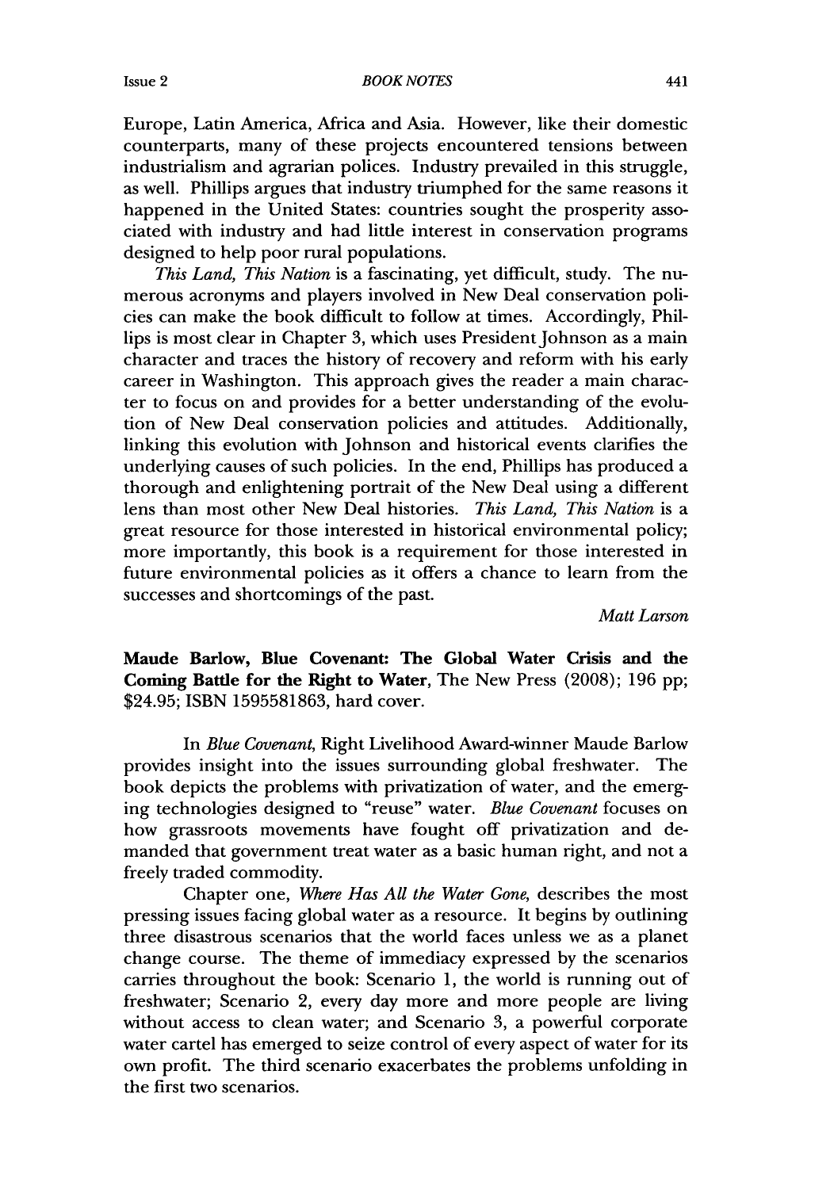Europe, Latin America, Africa and Asia. However, like their domestic counterparts, many of these projects encountered tensions between industrialism and agrarian polices. Industry prevailed in this struggle, as well. Phillips argues that industry triumphed for the same reasons it happened in the United States: countries sought the prosperity associated with industry and had little interest in conservation programs designed to help poor rural populations.

*This Land, This Nation* is a fascinating, yet difficult, study. The numerous acronyms and players involved in New Deal conservation policies can make the book difficult to follow at times. Accordingly, Phillips is most clear in Chapter 3, which uses President Johnson as a main character and traces the history of recovery and reform with his early career in Washington. This approach gives the reader a main character to focus on and provides for a better understanding of the evolution of New Deal conservation policies and attitudes. Additionally, linking this evolution with Johnson and historical events clarifies the underlying causes of such policies. In the end, Phillips has produced a thorough and enlightening portrait of the New Deal using a different lens than most other New Deal histories. *This Land, This Nation* is a great resource for those interested in historical environmental policy; more importantly, this book is a requirement for those interested in future environmental policies as it offers a chance to learn from the successes and shortcomings of the past.

*Matt Larson*

**Maude Barlow, Blue Covenant: The Global Water Crisis and the Coming Battle for the Right to Water**, The New Press (2008); 196 pp; $24.95; ISBN 1595581863, hard cover.

In *Blue Covenant*, Right Livelihood Award-winner Maude Barlow provides insight into the issues surrounding global freshwater. The book depicts the problems with privatization of water, and the emerging technologies designed to "reuse" water. *Blue Covenant* focuses on how grassroots movements have fought off privatization and demanded that government treat water as a basic human right, and not a freely traded commodity.

Chapter one, *Where Has All the Water Gone*, describes the most pressing issues facing global water as a resource. It begins by outlining three disastrous scenarios that the world faces unless we as a planet change course. The theme of immediacy expressed by the scenarios carries throughout the book: Scenario 1, the world is running out of freshwater; Scenario 2, every day more and more people are living without access to clean water; and Scenario 3, a powerful corporate water cartel has emerged to seize control of every aspect of water for its own profit. The third scenario exacerbates the problems unfolding in the first two scenarios.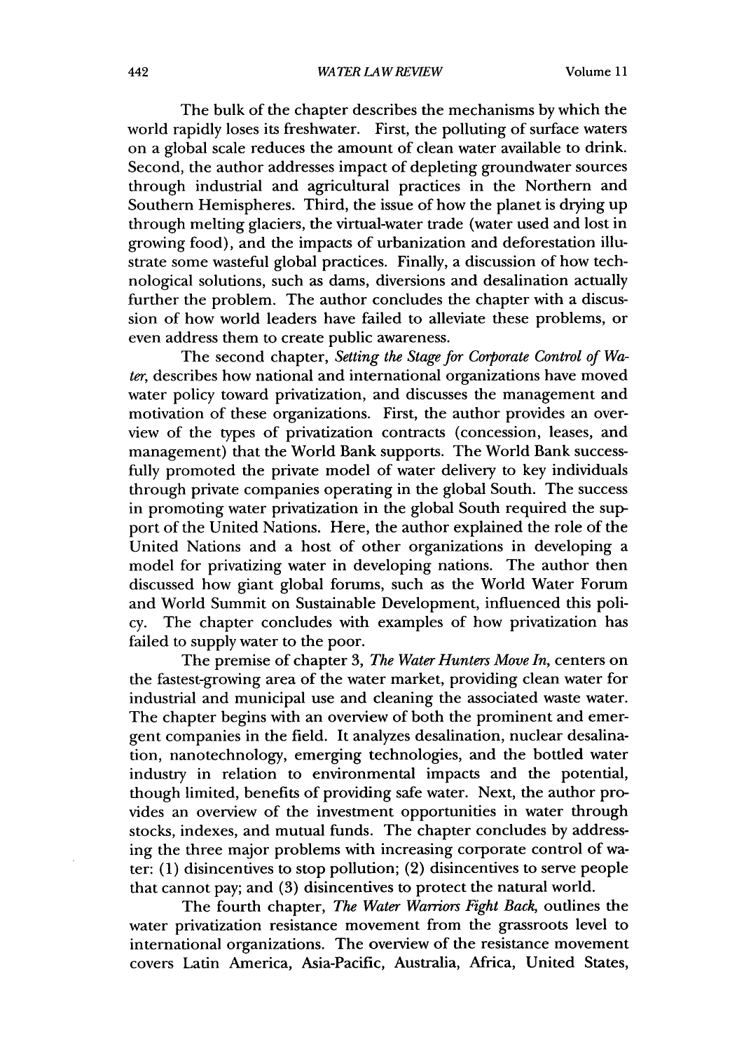The bulk of the chapter describes the mechanisms by which the world rapidly loses its freshwater. First, the polluting of surface waters on a global scale reduces the amount of clean water available to drink. Second, the author addresses impact of depleting groundwater sources through industrial and agricultural practices in the Northern and Southern Hemispheres. Third, the issue of how the planet is drying up through melting glaciers, the virtual-water trade (water used and lost in growing food), and the impacts of urbanization and deforestation illustrate some wasteful global practices. Finally, a discussion of how technological solutions, such as dams, diversions and desalination actually further the problem. The author concludes the chapter with a discussion of how world leaders have failed to alleviate these problems, or even address them to create public awareness.

The second chapter, *Setting the Stage for Corporate Control of Water*, describes how national and international organizations have moved water policy toward privatization, and discusses the management and motivation of these organizations. First, the author provides an overview of the types of privatization contracts (concession, leases, and management) that the World Bank supports. The World Bank successfully promoted the private model of water delivery to key individuals through private companies operating in the global South. The success in promoting water privatization in the global South required the support of the United Nations. Here, the author explained the role of the United Nations and a host of other organizations in developing a model for privatizing water in developing nations. The author then discussed how giant global forums, such as the World Water Forum and World Summit on Sustainable Development, influenced this policy. The chapter concludes with examples of how privatization has failed to supply water to the poor.

The premise of chapter 3, *The Water Hunters Move In*, centers on the fastest-growing area of the water market, providing clean water for industrial and municipal use and cleaning the associated waste water. The chapter begins with an overview of both the prominent and emergent companies in the field. It analyzes desalination, nuclear desalination, nanotechnology, emerging technologies, and the bottled water industry in relation to environmental impacts and the potential, though limited, benefits of providing safe water. Next, the author provides an overview of the investment opportunities in water through stocks, indexes, and mutual funds. The chapter concludes by addressing the three major problems with increasing corporate control of water: (1) disincentives to stop pollution; (2) disincentives to serve people that cannot pay; and (3) disincentives to protect the natural world.

The fourth chapter, *The Water Warriors Fight Back*, outlines the water privatization resistance movement from the grassroots level to international organizations. The overview of the resistance movement covers Latin America, Asia-Pacific, Australia, Africa, United States,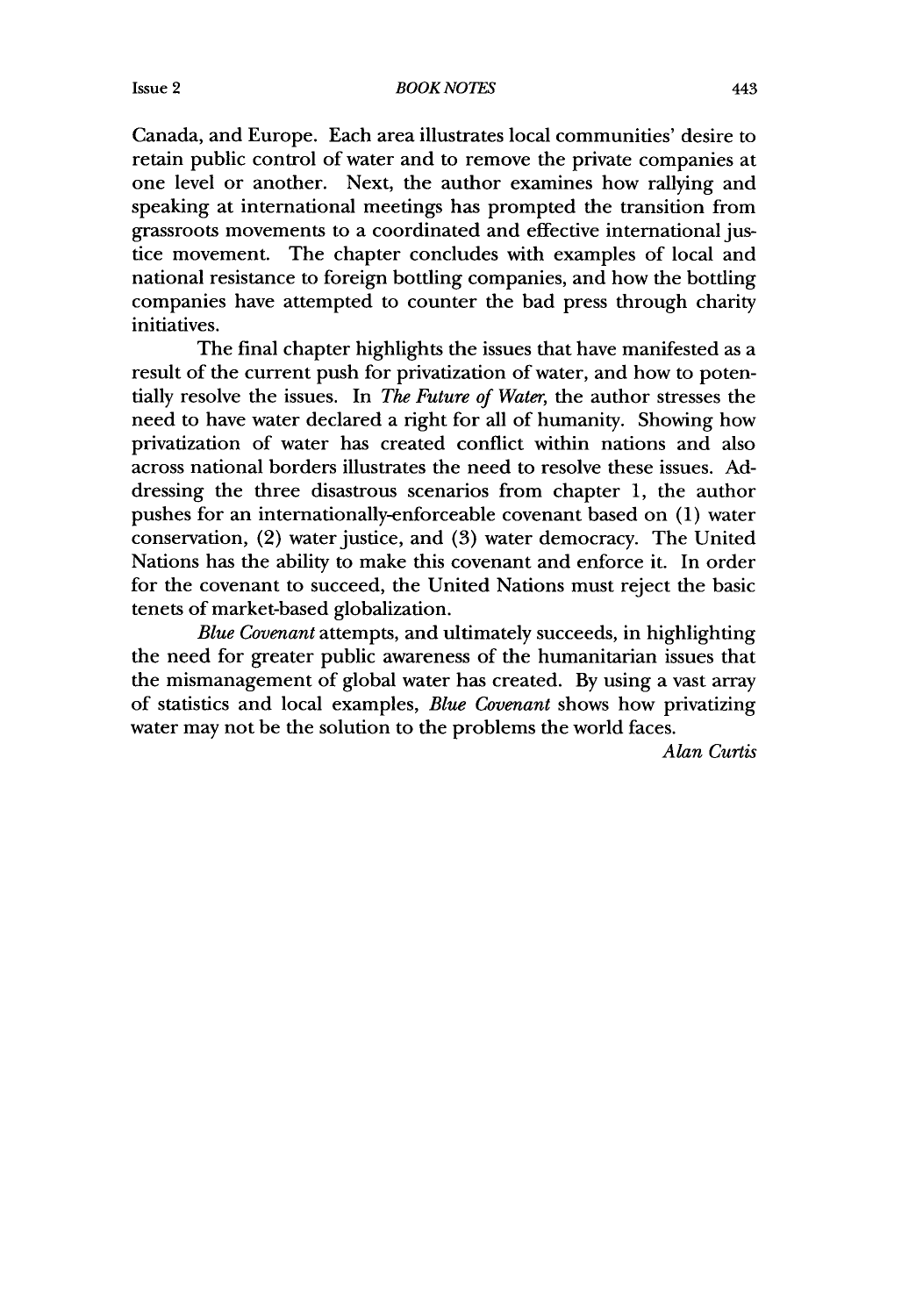Canada, and Europe. Each area illustrates local communities' desire to retain public control of water and to remove the private companies at one level or another. Next, the author examines how rallying and speaking at international meetings has prompted the transition from grassroots movements to a coordinated and effective international justice movement. The chapter concludes with examples of local and national resistance to foreign bottling companies, and how the bottling companies have attempted to counter the bad press through charity initiatives.

The final chapter highlights the issues that have manifested as a result of the current push for privatization of water, and how to potentially resolve the issues. In *The Future of Water*, the author stresses the need to have water declared a right for all of humanity. Showing how privatization of water has created conflict within nations and also across national borders illustrates the need to resolve these issues. Addressing the three disastrous scenarios from chapter 1, the author pushes for an internationally-enforceable covenant based on (1) water conservation, (2) water justice, and (3) water democracy. The United Nations has the ability to make this covenant and enforce it. In order for the covenant to succeed, the United Nations must reject the basic tenets of market-based globalization.

*Blue Covenant* attempts, and ultimately succeeds, in highlighting the need for greater public awareness of the humanitarian issues that the mismanagement of global water has created. By using a vast array of statistics and local examples, *Blue Covenant* shows how privatizing water may not be the solution to the problems the world faces.

*Alan Curtis*